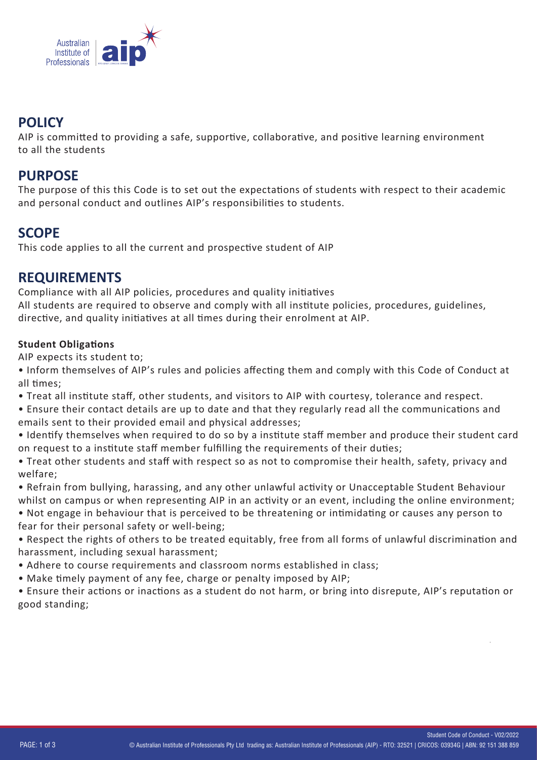## POLICY

AIP is committed to providing a safe, supportive, collaborative, and positive learning environment to all the students

## PURPOSE

The purpose of this this Code is to set out the expectations of students with respect to their academic and personal conduct and outlines AIP's responsibilities to students.

## SCOPE

This code applies to all the current and prospective student of AIP

## REQUIREMENTS

Compliance with all AIP policies, procedures and quality initiatives
All students are required to observe and comply with all institute policies, procedures, guidelines, directive, and quality initiatives at all times during their enrolment at AIP.

**Student Obligations**

AIP expects its student to;

- Inform themselves of AIP's rules and policies affecting them and comply with this Code of Conduct at all times;
- Treat all institute staff, other students, and visitors to AIP with courtesy, tolerance and respect.
- Ensure their contact details are up to date and that they regularly read all the communications and emails sent to their provided email and physical addresses;
- Identify themselves when required to do so by a institute staff member and produce their student card on request to a institute staff member fulfilling the requirements of their duties;
- Treat other students and staff with respect so as not to compromise their health, safety, privacy and welfare;
- Refrain from bullying, harassing, and any other unlawful activity or Unacceptable Student Behaviour whilst on campus or when representing AIP in an activity or an event, including the online environment;
- Not engage in behaviour that is perceived to be threatening or intimidating or causes any person to fear for their personal safety or well-being;
- Respect the rights of others to be treated equitably, free from all forms of unlawful discrimination and harassment, including sexual harassment;
- Adhere to course requirements and classroom norms established in class;
- Make timely payment of any fee, charge or penalty imposed by AIP;
- Ensure their actions or inactions as a student do not harm, or bring into disrepute, AIP's reputation or good standing;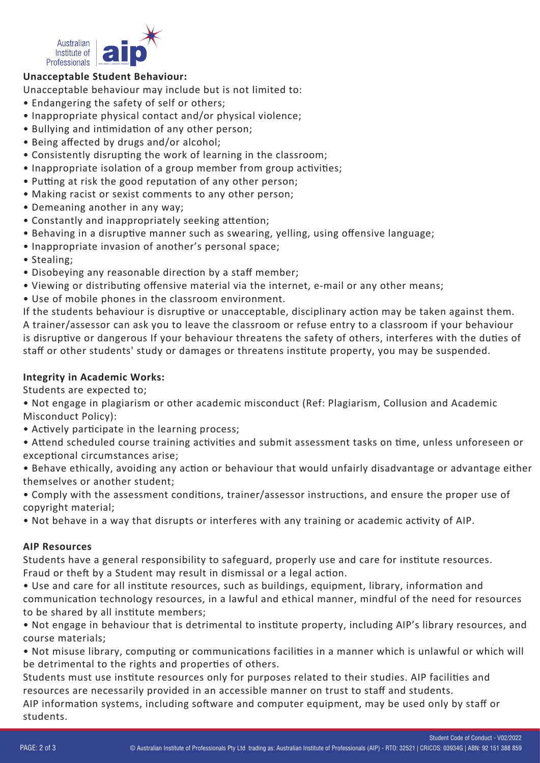**Unacceptable Student Behaviour:**

Unacceptable behaviour may include but is not limited to:

- Endangering the safety of self or others;
- Inappropriate physical contact and/or physical violence;
- Bullying and intimidation of any other person;
- Being affected by drugs and/or alcohol;
- Consistently disrupting the work of learning in the classroom;
- Inappropriate isolation of a group member from group activities;
- Putting at risk the good reputation of any other person;
- Making racist or sexist comments to any other person;
- Demeaning another in any way;
- Constantly and inappropriately seeking attention;
- Behaving in a disruptive manner such as swearing, yelling, using offensive language;
- Inappropriate invasion of another's personal space;
- Stealing;
- Disobeying any reasonable direction by a staff member;
- Viewing or distributing offensive material via the internet, e-mail or any other means;
- Use of mobile phones in the classroom environment.

If the students behaviour is disruptive or unacceptable, disciplinary action may be taken against them. A trainer/assessor can ask you to leave the classroom or refuse entry to a classroom if your behaviour is disruptive or dangerous If your behaviour threatens the safety of others, interferes with the duties of staff or other students' study or damages or threatens institute property, you may be suspended.

**Integrity in Academic Works:**

Students are expected to;

- Not engage in plagiarism or other academic misconduct (Ref: Plagiarism, Collusion and Academic Misconduct Policy):
- Actively participate in the learning process;
- Attend scheduled course training activities and submit assessment tasks on time, unless unforeseen or exceptional circumstances arise;
- Behave ethically, avoiding any action or behaviour that would unfairly disadvantage or advantage either themselves or another student;
- Comply with the assessment conditions, trainer/assessor instructions, and ensure the proper use of copyright material;
- Not behave in a way that disrupts or interferes with any training or academic activity of AIP.

**AIP Resources**

Students have a general responsibility to safeguard, properly use and care for institute resources. Fraud or theft by a Student may result in dismissal or a legal action.

- Use and care for all institute resources, such as buildings, equipment, library, information and communication technology resources, in a lawful and ethical manner, mindful of the need for resources to be shared by all institute members;
- Not engage in behaviour that is detrimental to institute property, including AIP's library resources, and course materials;
- Not misuse library, computing or communications facilities in a manner which is unlawful or which will be detrimental to the rights and properties of others.

Students must use institute resources only for purposes related to their studies. AIP facilities and resources are necessarily provided in an accessible manner on trust to staff and students.

AIP information systems, including software and computer equipment, may be used only by staff or students.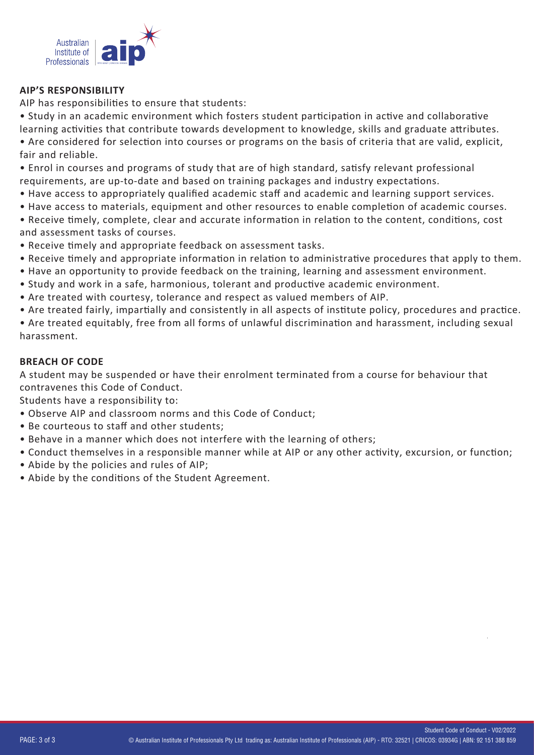## AIP'S RESPONSIBILITY

AIP has responsibilities to ensure that students:

- Study in an academic environment which fosters student participation in active and collaborative learning activities that contribute towards development to knowledge, skills and graduate attributes.
- Are considered for selection into courses or programs on the basis of criteria that are valid, explicit, fair and reliable.
- Enrol in courses and programs of study that are of high standard, satisfy relevant professional requirements, are up-to-date and based on training packages and industry expectations.
- Have access to appropriately qualified academic staff and academic and learning support services.
- Have access to materials, equipment and other resources to enable completion of academic courses.
- Receive timely, complete, clear and accurate information in relation to the content, conditions, cost and assessment tasks of courses.
- Receive timely and appropriate feedback on assessment tasks.
- Receive timely and appropriate information in relation to administrative procedures that apply to them.
- Have an opportunity to provide feedback on the training, learning and assessment environment.
- Study and work in a safe, harmonious, tolerant and productive academic environment.
- Are treated with courtesy, tolerance and respect as valued members of AIP.
- Are treated fairly, impartially and consistently in all aspects of institute policy, procedures and practice.
- Are treated equitably, free from all forms of unlawful discrimination and harassment, including sexual harassment.

## BREACH OF CODE

A student may be suspended or have their enrolment terminated from a course for behaviour that contravenes this Code of Conduct.

Students have a responsibility to:

- Observe AIP and classroom norms and this Code of Conduct;
- Be courteous to staff and other students;
- Behave in a manner which does not interfere with the learning of others;
- Conduct themselves in a responsible manner while at AIP or any other activity, excursion, or function;
- Abide by the policies and rules of AIP;
- Abide by the conditions of the Student Agreement.